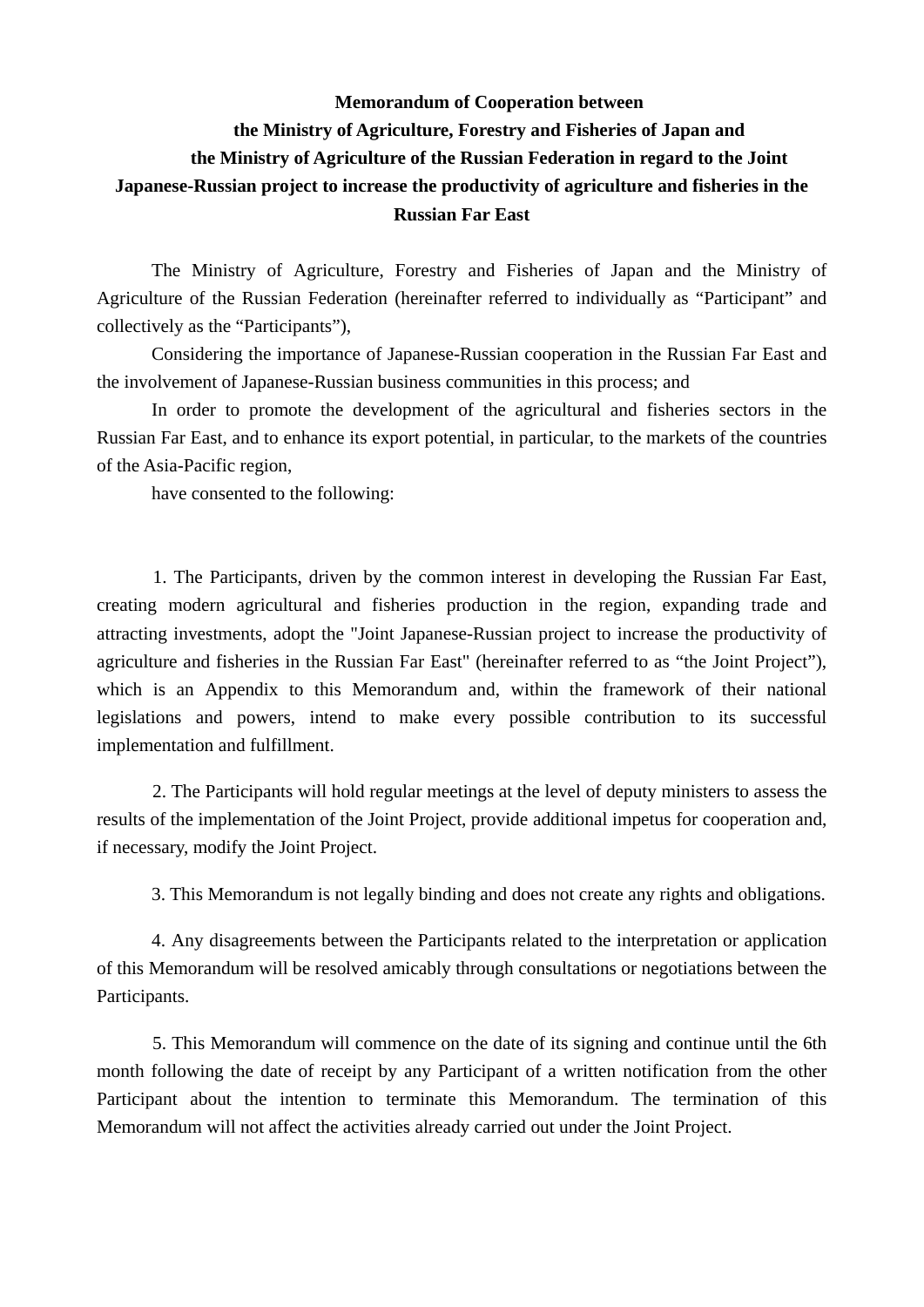# Memorandum of Cooperation between the Ministry of Agriculture, Forestry and Fisheries of Japan and the Ministry of Agriculture of the Russian Federation in regard to the Joint Japanese-Russian project to increase the productivity of agriculture and fisheries in the Russian Far East

The Ministry of Agriculture, Forestry and Fisheries of Japan and the Ministry of Agriculture of the Russian Federation (hereinafter referred to individually as "Participant" and collectively as the "Participants"),

Considering the importance of Japanese-Russian cooperation in the Russian Far East and the involvement of Japanese-Russian business communities in this process; and

In order to promote the development of the agricultural and fisheries sectors in the Russian Far East, and to enhance its export potential, in particular, to the markets of the countries of the Asia-Pacific region,

have consented to the following:

1. The Participants, driven by the common interest in developing the Russian Far East, creating modern agricultural and fisheries production in the region, expanding trade and attracting investments, adopt the "Joint Japanese-Russian project to increase the productivity of agriculture and fisheries in the Russian Far East" (hereinafter referred to as "the Joint Project"), which is an Appendix to this Memorandum and, within the framework of their national legislations and powers, intend to make every possible contribution to its successful implementation and fulfillment.

2. The Participants will hold regular meetings at the level of deputy ministers to assess the results of the implementation of the Joint Project, provide additional impetus for cooperation and, if necessary, modify the Joint Project.

3. This Memorandum is not legally binding and does not create any rights and obligations.

4. Any disagreements between the Participants related to the interpretation or application of this Memorandum will be resolved amicably through consultations or negotiations between the Participants.

5. This Memorandum will commence on the date of its signing and continue until the 6th month following the date of receipt by any Participant of a written notification from the other Participant about the intention to terminate this Memorandum. The termination of this Memorandum will not affect the activities already carried out under the Joint Project.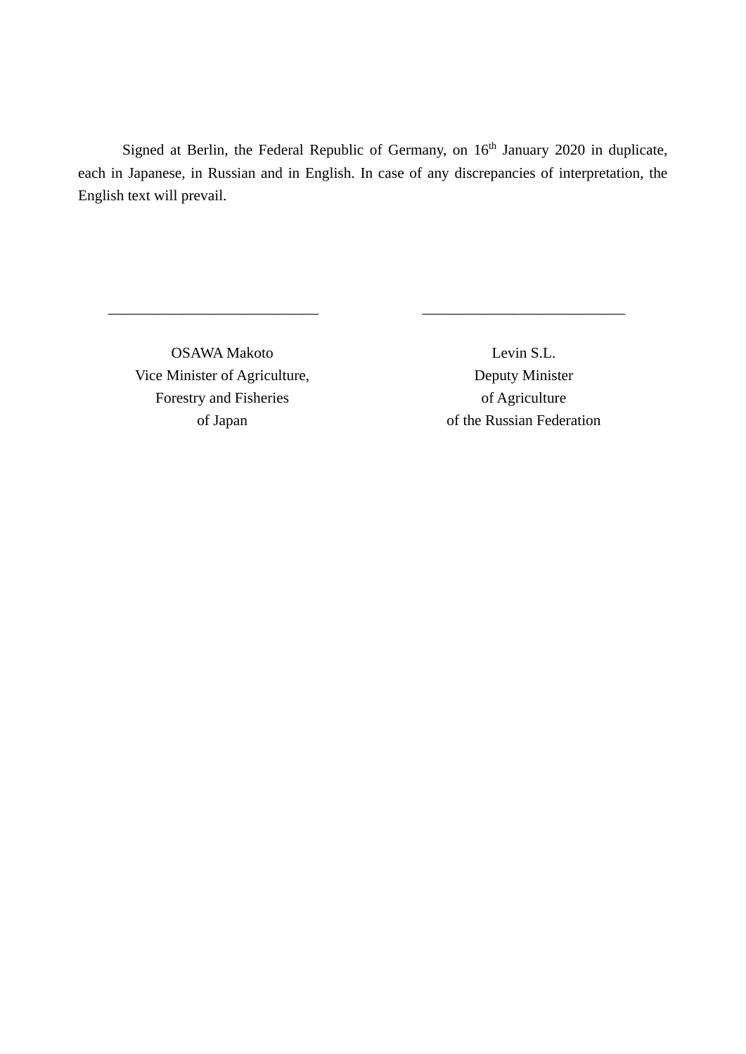Signed at Berlin, the Federal Republic of Germany, on 16th January 2020 in duplicate, each in Japanese, in Russian and in English. In case of any discrepancies of interpretation, the English text will prevail.

| | |
|---|---|
| ___________________________ | ___________________________ |
| OSAWA Makoto<br>Vice Minister of Agriculture,<br>Forestry and Fisheries<br>of Japan | Levin S.L.<br>Deputy Minister<br>of Agriculture<br>of the Russian Federation |